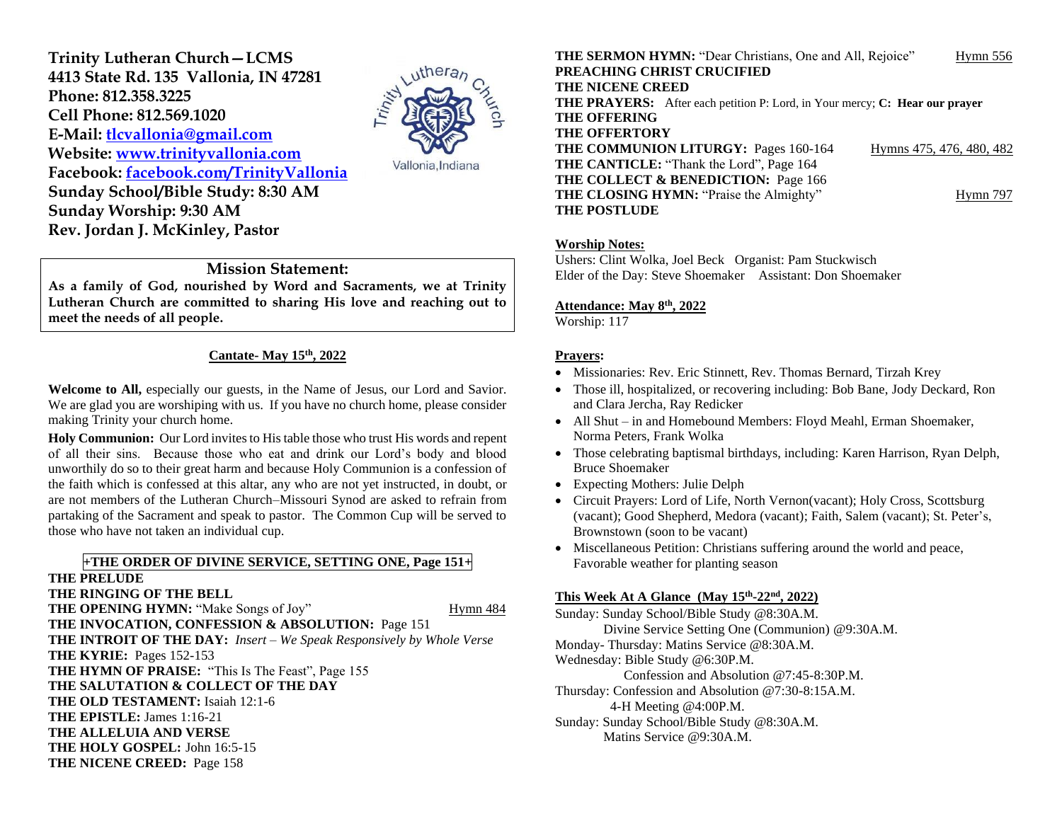**Trinity Lutheran Church—LCMS**
**4413 State Rd. 135 Vallonia, IN 47281**
**Phone: 812.358.3225**
**Cell Phone: 812.569.1020**
**E-Mail: tlcvallonia@gmail.com**
**Website: www.trinityvallonia.com**
**Facebook: facebook.com/TrinityVallonia**
**Sunday School/Bible Study: 8:30 AM**
**Sunday Worship: 9:30 AM**
**Rev. Jordan J. McKinley, Pastor**

Trinity Lutheran Church
Vallonia, Indiana

## Mission Statement:

**As a family of God, nourished by Word and Sacraments, we at Trinity Lutheran Church are committed to sharing His love and reaching out to meet the needs of all people.**

### Cantate- May 15th, 2022

**Welcome to All,** especially our guests, in the Name of Jesus, our Lord and Savior. We are glad you are worshiping with us. If you have no church home, please consider making Trinity your church home.

**Holy Communion:** Our Lord invites to His table those who trust His words and repent of all their sins. Because those who eat and drink our Lord's body and blood unworthily do so to their great harm and because Holy Communion is a confession of the faith which is confessed at this altar, any who are not yet instructed, in doubt, or are not members of the Lutheran Church–Missouri Synod are asked to refrain from partaking of the Sacrament and speak to pastor. The Common Cup will be served to those who have not taken an individual cup.

**+THE ORDER OF DIVINE SERVICE, SETTING ONE, Page 151+**

**THE PRELUDE**
**THE RINGING OF THE BELL**
**THE OPENING HYMN:** "Make Songs of Joy" Hymn 484
**THE INVOCATION, CONFESSION & ABSOLUTION:** Page 151
**THE INTROIT OF THE DAY:** *Insert – We Speak Responsively by Whole Verse*
**THE KYRIE:** Pages 152-153
**THE HYMN OF PRAISE:** "This Is The Feast", Page 155
**THE SALUTATION & COLLECT OF THE DAY**
**THE OLD TESTAMENT:** Isaiah 12:1-6
**THE EPISTLE:** James 1:16-21
**THE ALLELUIA AND VERSE**
**THE HOLY GOSPEL:** John 16:5-15
**THE NICENE CREED:** Page 158
**THE SERMON HYMN:** "Dear Christians, One and All, Rejoice" Hymn 556
**PREACHING CHRIST CRUCIFIED**
**THE NICENE CREED**
**THE PRAYERS:** After each petition P: Lord, in Your mercy; **C: Hear our prayer**
**THE OFFERING**
**THE OFFERTORY**
**THE COMMUNION LITURGY:** Pages 160-164 Hymns 475, 476, 480, 482
**THE CANTICLE:** "Thank the Lord", Page 164
**THE COLLECT & BENEDICTION:** Page 166
**THE CLOSING HYMN:** "Praise the Almighty" Hymn 797
**THE POSTLUDE**

**Worship Notes:**
Ushers: Clint Wolka, Joel Beck Organist: Pam Stuckwisch
Elder of the Day: Steve Shoemaker Assistant: Don Shoemaker

**Attendance: May 8th, 2022**
Worship: 117

**Prayers:**

- Missionaries: Rev. Eric Stinnett, Rev. Thomas Bernard, Tirzah Krey
- Those ill, hospitalized, or recovering including: Bob Bane, Jody Deckard, Ron and Clara Jercha, Ray Redicker
- All Shut – in and Homebound Members: Floyd Meahl, Erman Shoemaker, Norma Peters, Frank Wolka
- Those celebrating baptismal birthdays, including: Karen Harrison, Ryan Delph, Bruce Shoemaker
- Expecting Mothers: Julie Delph
- Circuit Prayers: Lord of Life, North Vernon(vacant); Holy Cross, Scottsburg (vacant); Good Shepherd, Medora (vacant); Faith, Salem (vacant); St. Peter's, Brownstown (soon to be vacant)
- Miscellaneous Petition: Christians suffering around the world and peace, Favorable weather for planting season

**This Week At A Glance (May 15th-22nd, 2022)**

Sunday: Sunday School/Bible Study @8:30A.M.
Divine Service Setting One (Communion) @9:30A.M.
Monday- Thursday: Matins Service @8:30A.M.
Wednesday: Bible Study @6:30P.M.
Confession and Absolution @7:45-8:30P.M.
Thursday: Confession and Absolution @7:30-8:15A.M.
4-H Meeting @4:00P.M.
Sunday: Sunday School/Bible Study @8:30A.M.
Matins Service @9:30A.M.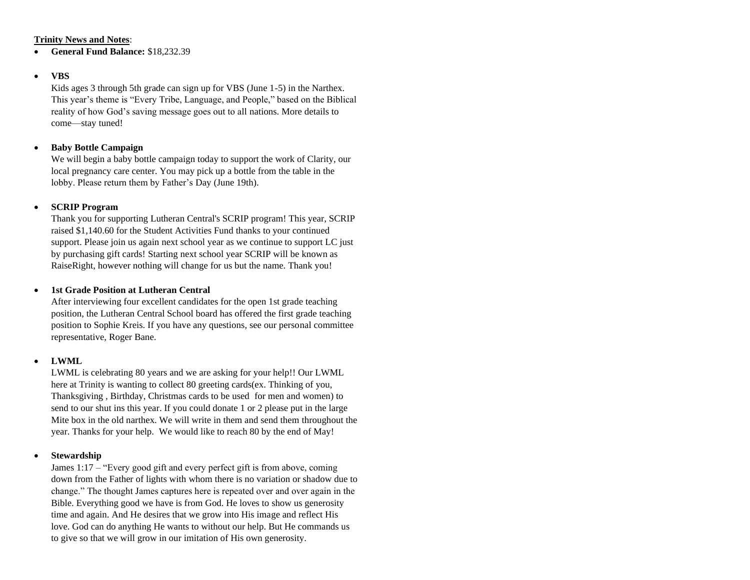**Trinity News and Notes**:

- **General Fund Balance:** $18,232.39

- **VBS**
  Kids ages 3 through 5th grade can sign up for VBS (June 1-5) in the Narthex. This year's theme is "Every Tribe, Language, and People," based on the Biblical reality of how God's saving message goes out to all nations. More details to come—stay tuned!

- **Baby Bottle Campaign**
  We will begin a baby bottle campaign today to support the work of Clarity, our local pregnancy care center. You may pick up a bottle from the table in the lobby. Please return them by Father's Day (June 19th).

- **SCRIP Program**
  Thank you for supporting Lutheran Central's SCRIP program! This year, SCRIP raised $1,140.60 for the Student Activities Fund thanks to your continued support. Please join us again next school year as we continue to support LC just by purchasing gift cards! Starting next school year SCRIP will be known as RaiseRight, however nothing will change for us but the name. Thank you!

- **1st Grade Position at Lutheran Central**
  After interviewing four excellent candidates for the open 1st grade teaching position, the Lutheran Central School board has offered the first grade teaching position to Sophie Kreis. If you have any questions, see our personal committee representative, Roger Bane.

- **LWML**
  LWML is celebrating 80 years and we are asking for your help!! Our LWML here at Trinity is wanting to collect 80 greeting cards(ex. Thinking of you, Thanksgiving , Birthday, Christmas cards to be used for men and women) to send to our shut ins this year. If you could donate 1 or 2 please put in the large Mite box in the old narthex. We will write in them and send them throughout the year. Thanks for your help. We would like to reach 80 by the end of May!

- **Stewardship**
  James 1:17 – "Every good gift and every perfect gift is from above, coming down from the Father of lights with whom there is no variation or shadow due to change." The thought James captures here is repeated over and over again in the Bible. Everything good we have is from God. He loves to show us generosity time and again. And He desires that we grow into His image and reflect His love. God can do anything He wants to without our help. But He commands us to give so that we will grow in our imitation of His own generosity.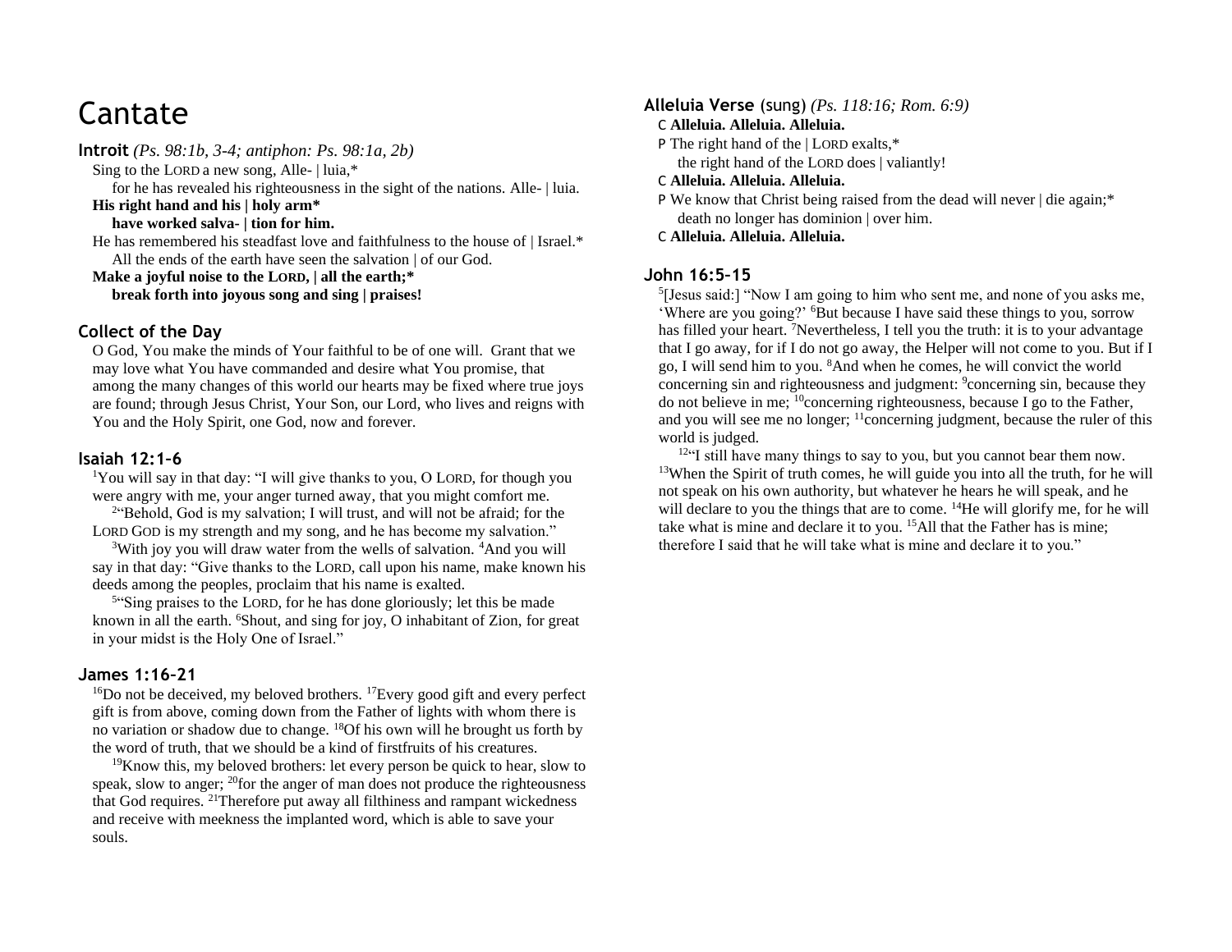# Cantate

## Introit *(Ps. 98:1b, 3-4; antiphon: Ps. 98:1a, 2b)*

Sing to the LORD a new song, Alle- | luia,*
for he has revealed his righteousness in the sight of the nations. Alle- | luia.
**His right hand and his | holy arm***
**have worked salva- | tion for him.**
He has remembered his steadfast love and faithfulness to the house of | Israel.*
All the ends of the earth have seen the salvation | of our God.
**Make a joyful noise to the LORD, | all the earth;***
**break forth into joyous song and sing | praises!**

## Collect of the Day

O God, You make the minds of Your faithful to be of one will. Grant that we may love what You have commanded and desire what You promise, that among the many changes of this world our hearts may be fixed where true joys are found; through Jesus Christ, Your Son, our Lord, who lives and reigns with You and the Holy Spirit, one God, now and forever.

## Isaiah 12:1–6

[1]You will say in that day: "I will give thanks to you, O LORD, for though you were angry with me, your anger turned away, that you might comfort me.

[2]"Behold, God is my salvation; I will trust, and will not be afraid; for the LORD GOD is my strength and my song, and he has become my salvation."

[3]With joy you will draw water from the wells of salvation. [4]And you will say in that day: "Give thanks to the LORD, call upon his name, make known his deeds among the peoples, proclaim that his name is exalted.

[5]"Sing praises to the LORD, for he has done gloriously; let this be made known in all the earth. [6]Shout, and sing for joy, O inhabitant of Zion, for great in your midst is the Holy One of Israel."

## James 1:16–21

[16]Do not be deceived, my beloved brothers. [17]Every good gift and every perfect gift is from above, coming down from the Father of lights with whom there is no variation or shadow due to change. [18]Of his own will he brought us forth by the word of truth, that we should be a kind of firstfruits of his creatures.

[19]Know this, my beloved brothers: let every person be quick to hear, slow to speak, slow to anger; [20]for the anger of man does not produce the righteousness that God requires. [21]Therefore put away all filthiness and rampant wickedness and receive with meekness the implanted word, which is able to save your souls.

## Alleluia Verse (sung) *(Ps. 118:16; Rom. 6:9)*

C **Alleluia. Alleluia. Alleluia.**
P The right hand of the | LORD exalts,*
the right hand of the LORD does | valiantly!
C **Alleluia. Alleluia. Alleluia.**
P We know that Christ being raised from the dead will never | die again;*
death no longer has dominion | over him.
C **Alleluia. Alleluia. Alleluia.**

## John 16:5–15

[5][Jesus said:] "Now I am going to him who sent me, and none of you asks me, 'Where are you going?' [6]But because I have said these things to you, sorrow has filled your heart. [7]Nevertheless, I tell you the truth: it is to your advantage that I go away, for if I do not go away, the Helper will not come to you. But if I go, I will send him to you. [8]And when he comes, he will convict the world concerning sin and righteousness and judgment: [9]concerning sin, because they do not believe in me; [10]concerning righteousness, because I go to the Father, and you will see me no longer; [11]concerning judgment, because the ruler of this world is judged.

[12]"I still have many things to say to you, but you cannot bear them now. [13]When the Spirit of truth comes, he will guide you into all the truth, for he will not speak on his own authority, but whatever he hears he will speak, and he will declare to you the things that are to come. [14]He will glorify me, for he will take what is mine and declare it to you. [15]All that the Father has is mine; therefore I said that he will take what is mine and declare it to you."